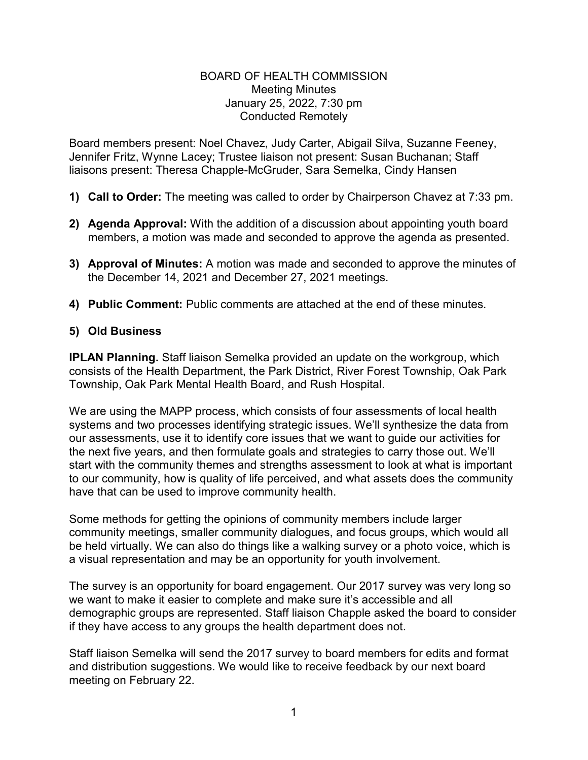# BOARD OF HEALTH COMMISSION

Meeting Minutes
January 25, 2022, 7:30 pm
Conducted Remotely

Board members present: Noel Chavez, Judy Carter, Abigail Silva, Suzanne Feeney, Jennifer Fritz, Wynne Lacey; Trustee liaison not present: Susan Buchanan; Staff liaisons present: Theresa Chapple-McGruder, Sara Semelka, Cindy Hansen

1) **Call to Order:** The meeting was called to order by Chairperson Chavez at 7:33 pm.

2) **Agenda Approval:** With the addition of a discussion about appointing youth board members, a motion was made and seconded to approve the agenda as presented.

3) **Approval of Minutes:** A motion was made and seconded to approve the minutes of the December 14, 2021 and December 27, 2021 meetings.

4) **Public Comment:** Public comments are attached at the end of these minutes.

5) **Old Business**

**IPLAN Planning.** Staff liaison Semelka provided an update on the workgroup, which consists of the Health Department, the Park District, River Forest Township, Oak Park Township, Oak Park Mental Health Board, and Rush Hospital.

We are using the MAPP process, which consists of four assessments of local health systems and two processes identifying strategic issues. We'll synthesize the data from our assessments, use it to identify core issues that we want to guide our activities for the next five years, and then formulate goals and strategies to carry those out. We'll start with the community themes and strengths assessment to look at what is important to our community, how is quality of life perceived, and what assets does the community have that can be used to improve community health.

Some methods for getting the opinions of community members include larger community meetings, smaller community dialogues, and focus groups, which would all be held virtually. We can also do things like a walking survey or a photo voice, which is a visual representation and may be an opportunity for youth involvement.

The survey is an opportunity for board engagement. Our 2017 survey was very long so we want to make it easier to complete and make sure it's accessible and all demographic groups are represented. Staff liaison Chapple asked the board to consider if they have access to any groups the health department does not.

Staff liaison Semelka will send the 2017 survey to board members for edits and format and distribution suggestions. We would like to receive feedback by our next board meeting on February 22.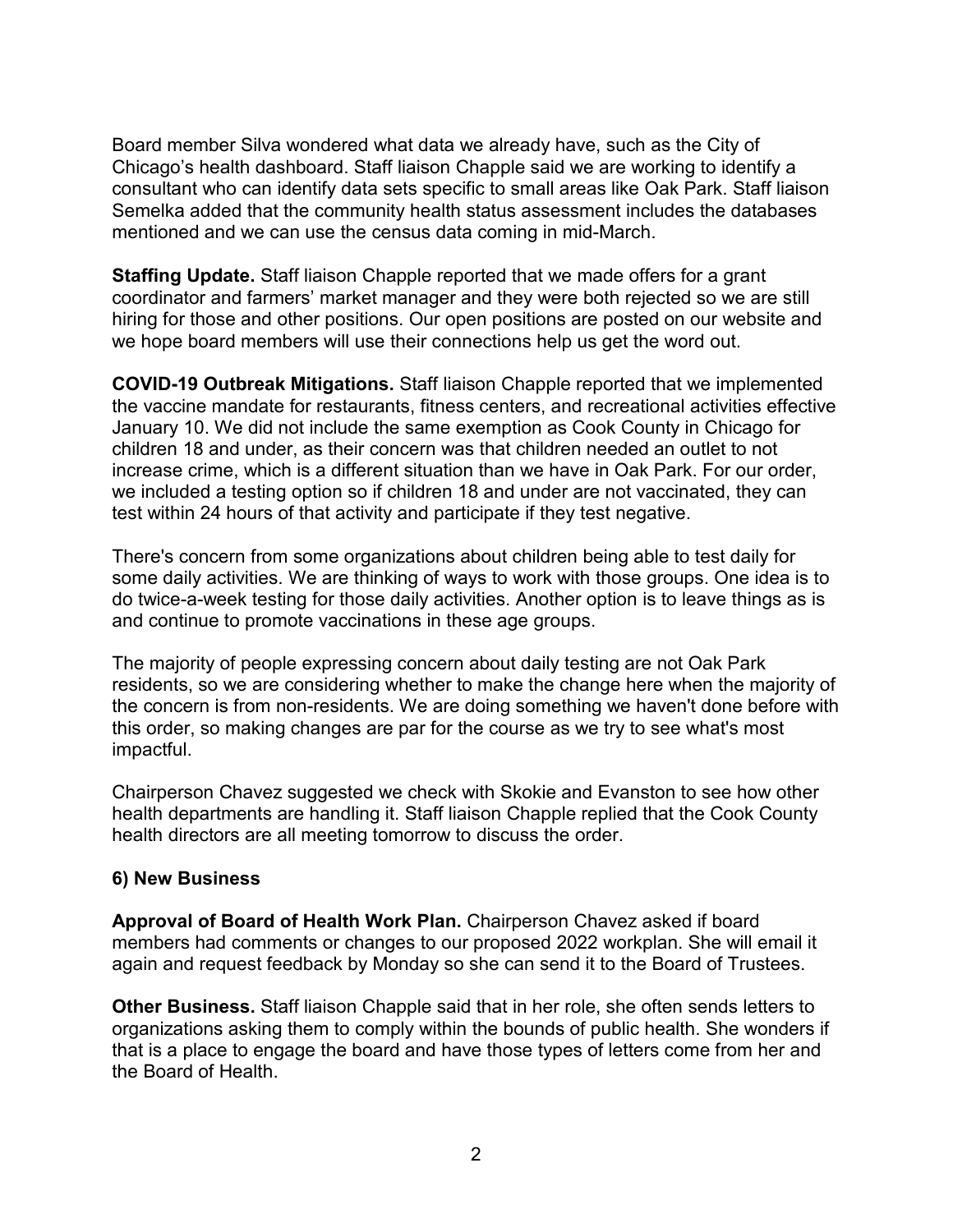Board member Silva wondered what data we already have, such as the City of Chicago's health dashboard. Staff liaison Chapple said we are working to identify a consultant who can identify data sets specific to small areas like Oak Park. Staff liaison Semelka added that the community health status assessment includes the databases mentioned and we can use the census data coming in mid-March.

**Staffing Update.** Staff liaison Chapple reported that we made offers for a grant coordinator and farmers' market manager and they were both rejected so we are still hiring for those and other positions. Our open positions are posted on our website and we hope board members will use their connections help us get the word out.

**COVID-19 Outbreak Mitigations.** Staff liaison Chapple reported that we implemented the vaccine mandate for restaurants, fitness centers, and recreational activities effective January 10. We did not include the same exemption as Cook County in Chicago for children 18 and under, as their concern was that children needed an outlet to not increase crime, which is a different situation than we have in Oak Park. For our order, we included a testing option so if children 18 and under are not vaccinated, they can test within 24 hours of that activity and participate if they test negative.

There's concern from some organizations about children being able to test daily for some daily activities. We are thinking of ways to work with those groups. One idea is to do twice-a-week testing for those daily activities. Another option is to leave things as is and continue to promote vaccinations in these age groups.

The majority of people expressing concern about daily testing are not Oak Park residents, so we are considering whether to make the change here when the majority of the concern is from non-residents. We are doing something we haven't done before with this order, so making changes are par for the course as we try to see what's most impactful.

Chairperson Chavez suggested we check with Skokie and Evanston to see how other health departments are handling it. Staff liaison Chapple replied that the Cook County health directors are all meeting tomorrow to discuss the order.

### 6) New Business

**Approval of Board of Health Work Plan.** Chairperson Chavez asked if board members had comments or changes to our proposed 2022 workplan. She will email it again and request feedback by Monday so she can send it to the Board of Trustees.

**Other Business.** Staff liaison Chapple said that in her role, she often sends letters to organizations asking them to comply within the bounds of public health. She wonders if that is a place to engage the board and have those types of letters come from her and the Board of Health.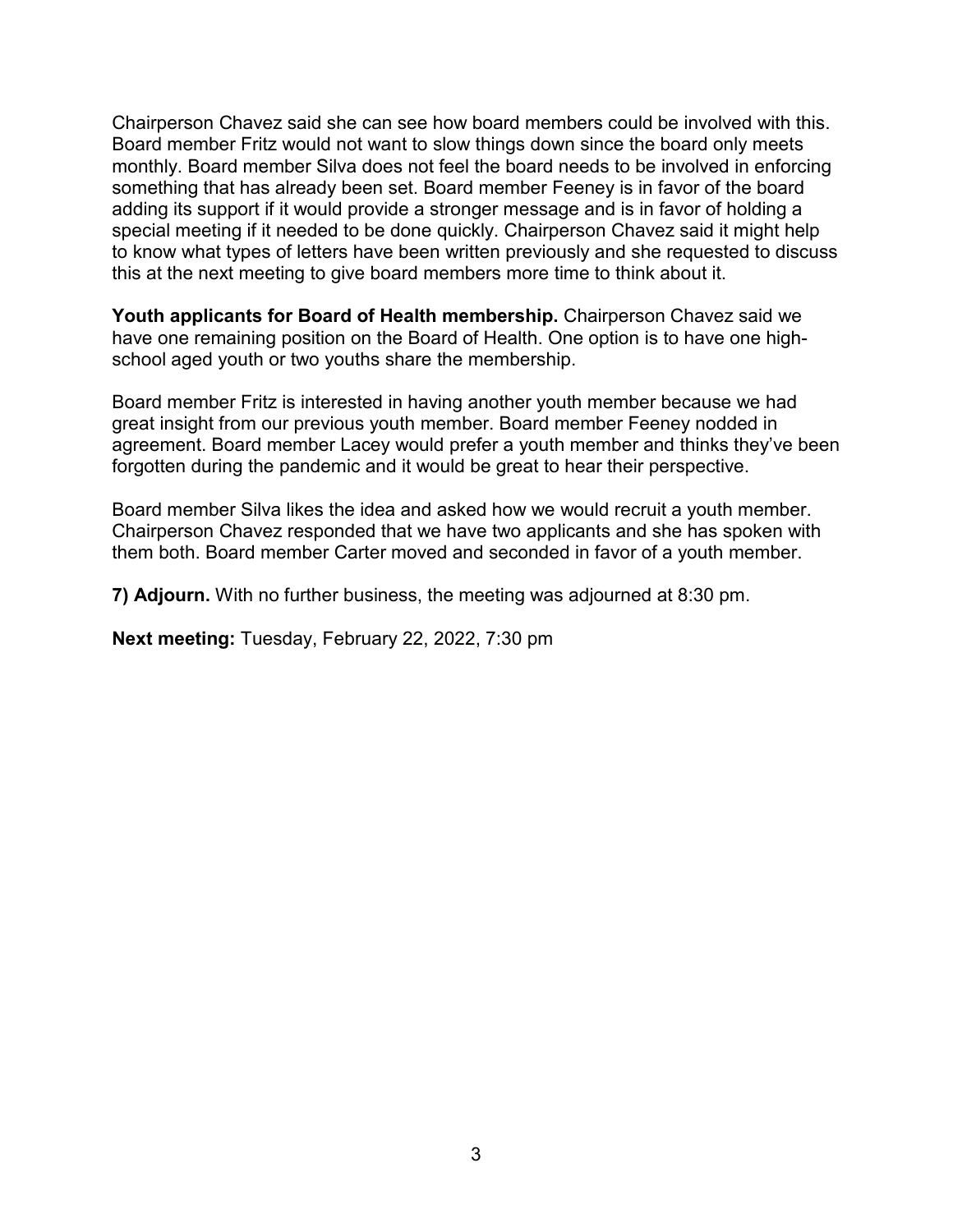Chairperson Chavez said she can see how board members could be involved with this. Board member Fritz would not want to slow things down since the board only meets monthly. Board member Silva does not feel the board needs to be involved in enforcing something that has already been set. Board member Feeney is in favor of the board adding its support if it would provide a stronger message and is in favor of holding a special meeting if it needed to be done quickly. Chairperson Chavez said it might help to know what types of letters have been written previously and she requested to discuss this at the next meeting to give board members more time to think about it.

**Youth applicants for Board of Health membership.** Chairperson Chavez said we have one remaining position on the Board of Health. One option is to have one high-school aged youth or two youths share the membership.

Board member Fritz is interested in having another youth member because we had great insight from our previous youth member. Board member Feeney nodded in agreement. Board member Lacey would prefer a youth member and thinks they've been forgotten during the pandemic and it would be great to hear their perspective.

Board member Silva likes the idea and asked how we would recruit a youth member. Chairperson Chavez responded that we have two applicants and she has spoken with them both. Board member Carter moved and seconded in favor of a youth member.

**7) Adjourn.** With no further business, the meeting was adjourned at 8:30 pm.

**Next meeting:** Tuesday, February 22, 2022, 7:30 pm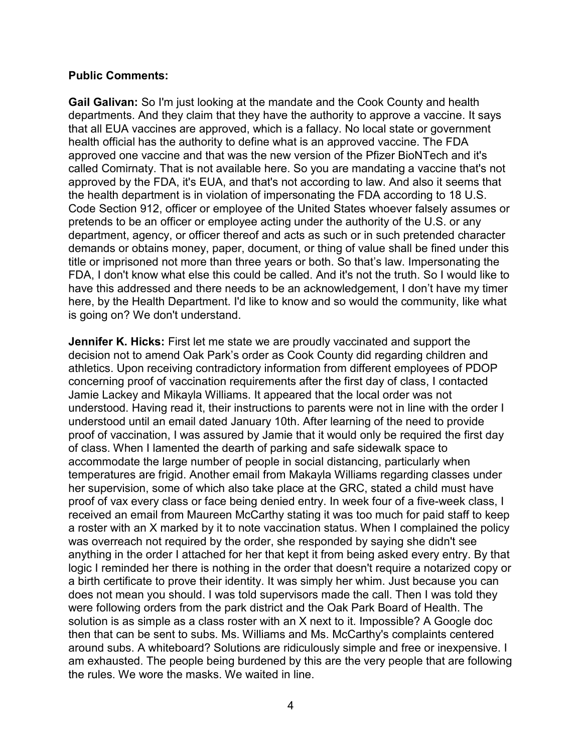**Public Comments:**

**Gail Galivan:** So I'm just looking at the mandate and the Cook County and health departments. And they claim that they have the authority to approve a vaccine. It says that all EUA vaccines are approved, which is a fallacy. No local state or government health official has the authority to define what is an approved vaccine. The FDA approved one vaccine and that was the new version of the Pfizer BioNTech and it's called Comirnaty. That is not available here. So you are mandating a vaccine that's not approved by the FDA, it's EUA, and that's not according to law. And also it seems that the health department is in violation of impersonating the FDA according to 18 U.S. Code Section 912, officer or employee of the United States whoever falsely assumes or pretends to be an officer or employee acting under the authority of the U.S. or any department, agency, or officer thereof and acts as such or in such pretended character demands or obtains money, paper, document, or thing of value shall be fined under this title or imprisoned not more than three years or both. So that's law. Impersonating the FDA, I don't know what else this could be called. And it's not the truth. So I would like to have this addressed and there needs to be an acknowledgement, I don't have my timer here, by the Health Department. I'd like to know and so would the community, like what is going on? We don't understand.

**Jennifer K. Hicks:** First let me state we are proudly vaccinated and support the decision not to amend Oak Park's order as Cook County did regarding children and athletics. Upon receiving contradictory information from different employees of PDOP concerning proof of vaccination requirements after the first day of class, I contacted Jamie Lackey and Mikayla Williams. It appeared that the local order was not understood. Having read it, their instructions to parents were not in line with the order I understood until an email dated January 10th. After learning of the need to provide proof of vaccination, I was assured by Jamie that it would only be required the first day of class. When I lamented the dearth of parking and safe sidewalk space to accommodate the large number of people in social distancing, particularly when temperatures are frigid. Another email from Makayla Williams regarding classes under her supervision, some of which also take place at the GRC, stated a child must have proof of vax every class or face being denied entry. In week four of a five-week class, I received an email from Maureen McCarthy stating it was too much for paid staff to keep a roster with an X marked by it to note vaccination status. When I complained the policy was overreach not required by the order, she responded by saying she didn't see anything in the order I attached for her that kept it from being asked every entry. By that logic I reminded her there is nothing in the order that doesn't require a notarized copy or a birth certificate to prove their identity. It was simply her whim. Just because you can does not mean you should. I was told supervisors made the call. Then I was told they were following orders from the park district and the Oak Park Board of Health. The solution is as simple as a class roster with an X next to it. Impossible? A Google doc then that can be sent to subs. Ms. Williams and Ms. McCarthy's complaints centered around subs. A whiteboard? Solutions are ridiculously simple and free or inexpensive. I am exhausted. The people being burdened by this are the very people that are following the rules. We wore the masks. We waited in line.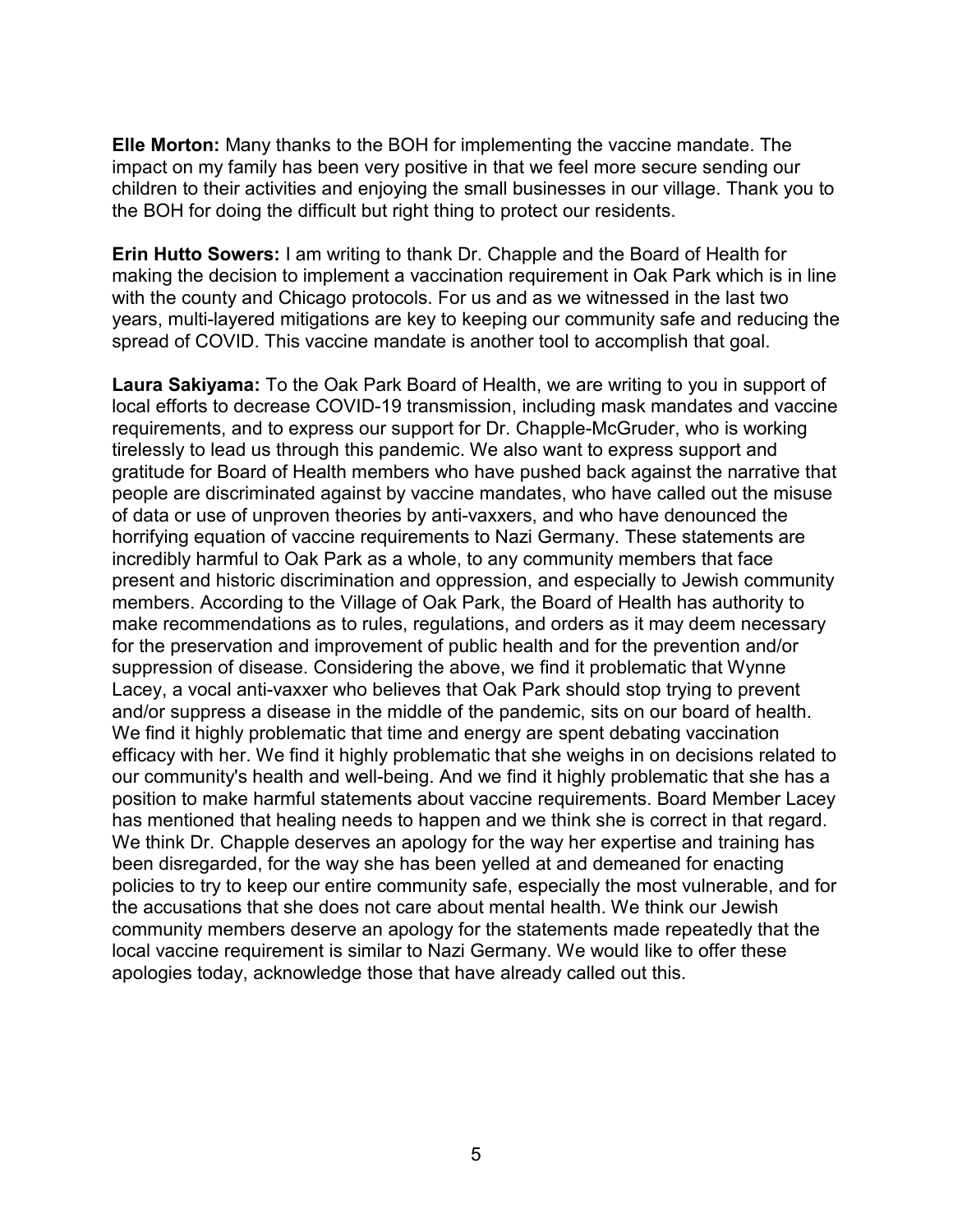**Elle Morton:** Many thanks to the BOH for implementing the vaccine mandate. The impact on my family has been very positive in that we feel more secure sending our children to their activities and enjoying the small businesses in our village. Thank you to the BOH for doing the difficult but right thing to protect our residents.

**Erin Hutto Sowers:** I am writing to thank Dr. Chapple and the Board of Health for making the decision to implement a vaccination requirement in Oak Park which is in line with the county and Chicago protocols. For us and as we witnessed in the last two years, multi-layered mitigations are key to keeping our community safe and reducing the spread of COVID. This vaccine mandate is another tool to accomplish that goal.

**Laura Sakiyama:** To the Oak Park Board of Health, we are writing to you in support of local efforts to decrease COVID-19 transmission, including mask mandates and vaccine requirements, and to express our support for Dr. Chapple-McGruder, who is working tirelessly to lead us through this pandemic. We also want to express support and gratitude for Board of Health members who have pushed back against the narrative that people are discriminated against by vaccine mandates, who have called out the misuse of data or use of unproven theories by anti-vaxxers, and who have denounced the horrifying equation of vaccine requirements to Nazi Germany. These statements are incredibly harmful to Oak Park as a whole, to any community members that face present and historic discrimination and oppression, and especially to Jewish community members. According to the Village of Oak Park, the Board of Health has authority to make recommendations as to rules, regulations, and orders as it may deem necessary for the preservation and improvement of public health and for the prevention and/or suppression of disease. Considering the above, we find it problematic that Wynne Lacey, a vocal anti-vaxxer who believes that Oak Park should stop trying to prevent and/or suppress a disease in the middle of the pandemic, sits on our board of health. We find it highly problematic that time and energy are spent debating vaccination efficacy with her. We find it highly problematic that she weighs in on decisions related to our community's health and well-being. And we find it highly problematic that she has a position to make harmful statements about vaccine requirements. Board Member Lacey has mentioned that healing needs to happen and we think she is correct in that regard. We think Dr. Chapple deserves an apology for the way her expertise and training has been disregarded, for the way she has been yelled at and demeaned for enacting policies to try to keep our entire community safe, especially the most vulnerable, and for the accusations that she does not care about mental health. We think our Jewish community members deserve an apology for the statements made repeatedly that the local vaccine requirement is similar to Nazi Germany. We would like to offer these apologies today, acknowledge those that have already called out this.